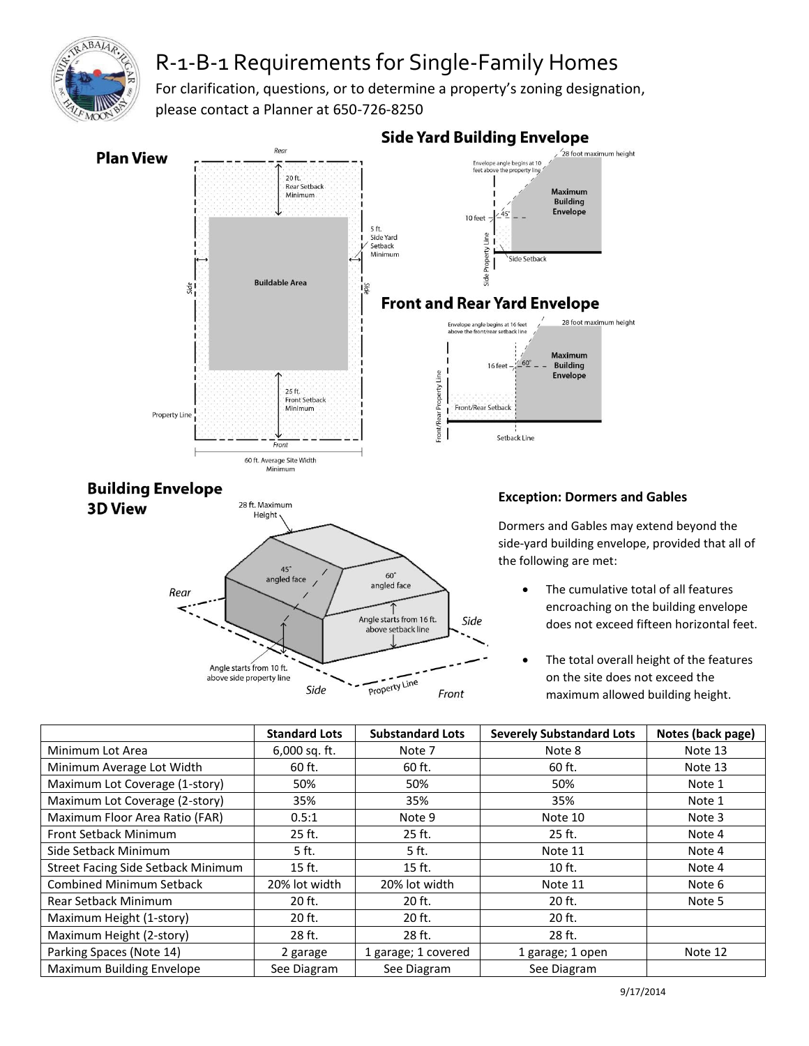# R-1-B-1 Requirements for Single-Family Homes

For clarification, questions, or to determine a property's zoning designation, please contact a Planner at 650-726-8250

## Plan View

Rear

20 ft. Rear Setback Minimum

5 ft. Side Yard Setback Minimum

Side

Buildable Area

Side

25 ft. Front Setback Minimum

Property Line

Front

60 ft. Average Site Width Minimum

## Side Yard Building Envelope

28 foot maximum height

Envelope angle begins at 10 feet above the property line

Maximum Building Envelope

10 feet

45°

Side Property Line

Side Setback

## Front and Rear Yard Envelope

Envelope angle begins at 16 feet above the front/rear setback line

28 foot maximum height

16 feet

60°

Maximum Building Envelope

Front/Rear Property Line

Front/Rear Setback

Setback Line

## Building Envelope 3D View

28 ft. Maximum Height

45° angled face

60° angled face

Rear

Angle starts from 16 ft. above setback line

Side

Angle starts from 10 ft. above side property line

Side

Property Line

Front

### Exception: Dormers and Gables

Dormers and Gables may extend beyond the side-yard building envelope, provided that all of the following are met:

- The cumulative total of all features encroaching on the building envelope does not exceed fifteen horizontal feet.
- The total overall height of the features on the site does not exceed the maximum allowed building height.

| | Standard Lots | Substandard Lots | Severely Substandard Lots | Notes (back page) |
|---|---|---|---|---|
| Minimum Lot Area | 6,000 sq. ft. | Note 7 | Note 8 | Note 13 |
| Minimum Average Lot Width | 60 ft. | 60 ft. | 60 ft. | Note 13 |
| Maximum Lot Coverage (1-story) | 50% | 50% | 50% | Note 1 |
| Maximum Lot Coverage (2-story) | 35% | 35% | 35% | Note 1 |
| Maximum Floor Area Ratio (FAR) | 0.5:1 | Note 9 | Note 10 | Note 3 |
| Front Setback Minimum | 25 ft. | 25 ft. | 25 ft. | Note 4 |
| Side Setback Minimum | 5 ft. | 5 ft. | Note 11 | Note 4 |
| Street Facing Side Setback Minimum | 15 ft. | 15 ft. | 10 ft. | Note 4 |
| Combined Minimum Setback | 20% lot width | 20% lot width | Note 11 | Note 6 |
| Rear Setback Minimum | 20 ft. | 20 ft. | 20 ft. | Note 5 |
| Maximum Height (1-story) | 20 ft. | 20 ft. | 20 ft. | |
| Maximum Height (2-story) | 28 ft. | 28 ft. | 28 ft. | |
| Parking Spaces (Note 14) | 2 garage | 1 garage; 1 covered | 1 garage; 1 open | Note 12 |
| Maximum Building Envelope | See Diagram | See Diagram | See Diagram | |

9/17/2014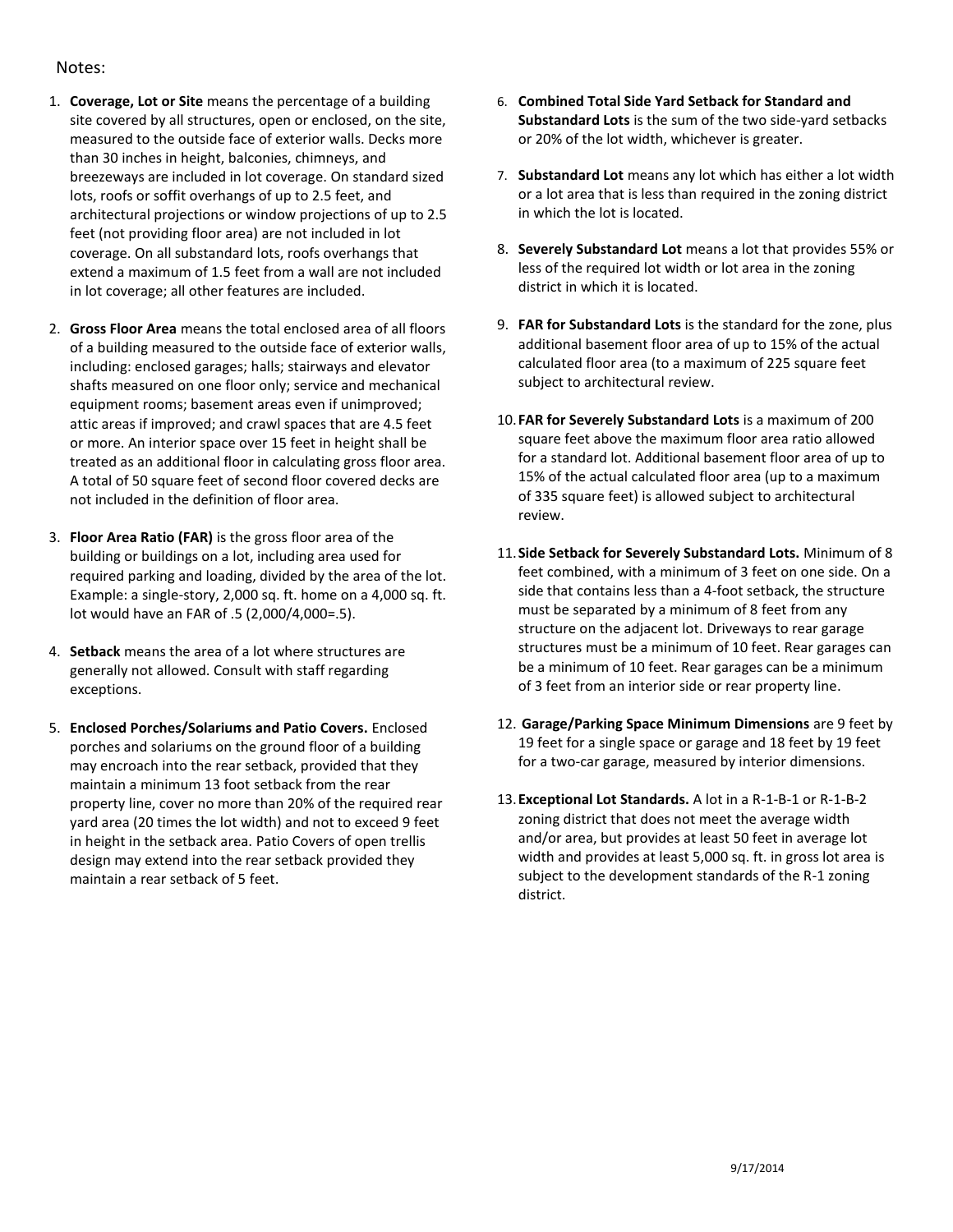Notes:

1. **Coverage, Lot or Site** means the percentage of a building site covered by all structures, open or enclosed, on the site, measured to the outside face of exterior walls. Decks more than 30 inches in height, balconies, chimneys, and breezeways are included in lot coverage. On standard sized lots, roofs or soffit overhangs of up to 2.5 feet, and architectural projections or window projections of up to 2.5 feet (not providing floor area) are not included in lot coverage. On all substandard lots, roofs overhangs that extend a maximum of 1.5 feet from a wall are not included in lot coverage; all other features are included.

2. **Gross Floor Area** means the total enclosed area of all floors of a building measured to the outside face of exterior walls, including: enclosed garages; halls; stairways and elevator shafts measured on one floor only; service and mechanical equipment rooms; basement areas even if unimproved; attic areas if improved; and crawl spaces that are 4.5 feet or more. An interior space over 15 feet in height shall be treated as an additional floor in calculating gross floor area. A total of 50 square feet of second floor covered decks are not included in the definition of floor area.

3. **Floor Area Ratio (FAR)** is the gross floor area of the building or buildings on a lot, including area used for required parking and loading, divided by the area of the lot. Example: a single-story, 2,000 sq. ft. home on a 4,000 sq. ft. lot would have an FAR of .5 (2,000/4,000=.5).

4. **Setback** means the area of a lot where structures are generally not allowed. Consult with staff regarding exceptions.

5. **Enclosed Porches/Solariums and Patio Covers.** Enclosed porches and solariums on the ground floor of a building may encroach into the rear setback, provided that they maintain a minimum 13 foot setback from the rear property line, cover no more than 20% of the required rear yard area (20 times the lot width) and not to exceed 9 feet in height in the setback area. Patio Covers of open trellis design may extend into the rear setback provided they maintain a rear setback of 5 feet.

6. **Combined Total Side Yard Setback for Standard and Substandard Lots** is the sum of the two side-yard setbacks or 20% of the lot width, whichever is greater.

7. **Substandard Lot** means any lot which has either a lot width or a lot area that is less than required in the zoning district in which the lot is located.

8. **Severely Substandard Lot** means a lot that provides 55% or less of the required lot width or lot area in the zoning district in which it is located.

9. **FAR for Substandard Lots** is the standard for the zone, plus additional basement floor area of up to 15% of the actual calculated floor area (to a maximum of 225 square feet subject to architectural review.

10. **FAR for Severely Substandard Lots** is a maximum of 200 square feet above the maximum floor area ratio allowed for a standard lot. Additional basement floor area of up to 15% of the actual calculated floor area (up to a maximum of 335 square feet) is allowed subject to architectural review.

11. **Side Setback for Severely Substandard Lots.** Minimum of 8 feet combined, with a minimum of 3 feet on one side. On a side that contains less than a 4-foot setback, the structure must be separated by a minimum of 8 feet from any structure on the adjacent lot. Driveways to rear garage structures must be a minimum of 10 feet. Rear garages can be a minimum of 10 feet. Rear garages can be a minimum of 3 feet from an interior side or rear property line.

12. **Garage/Parking Space Minimum Dimensions** are 9 feet by 19 feet for a single space or garage and 18 feet by 19 feet for a two-car garage, measured by interior dimensions.

13. **Exceptional Lot Standards.** A lot in a R-1-B-1 or R-1-B-2 zoning district that does not meet the average width and/or area, but provides at least 50 feet in average lot width and provides at least 5,000 sq. ft. in gross lot area is subject to the development standards of the R-1 zoning district.

9/17/2014